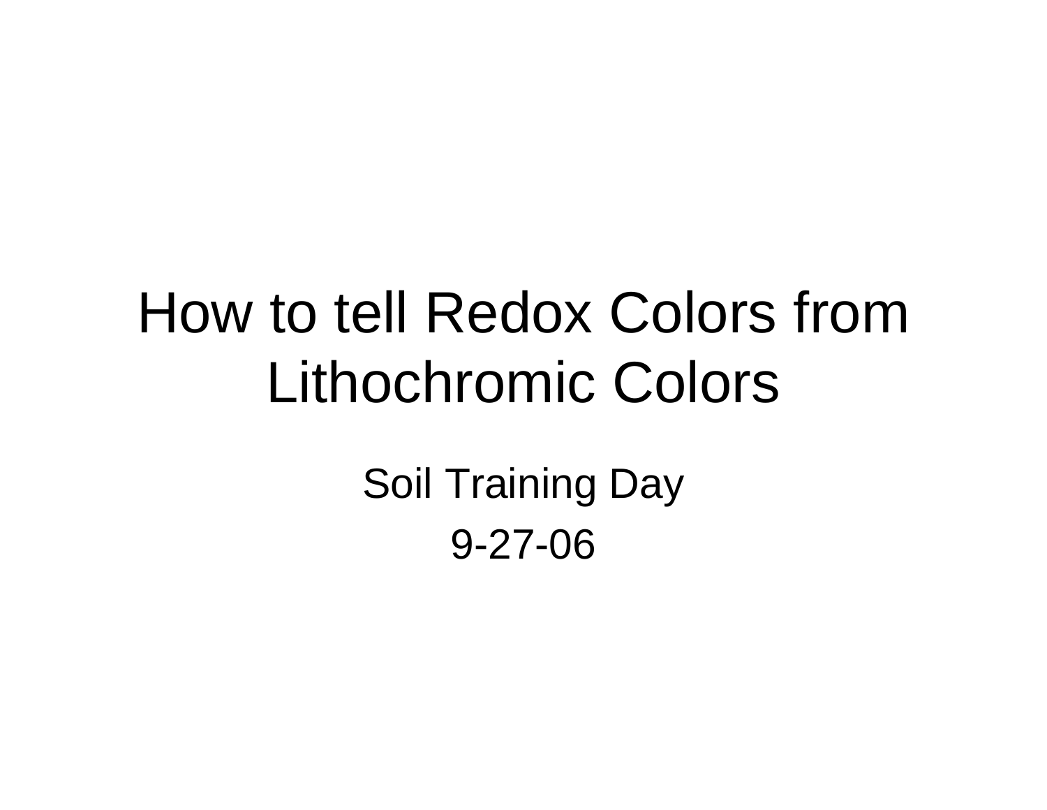# How to tell Redox Colors from Lithochromic Colors

Soil Training Day

9-27-06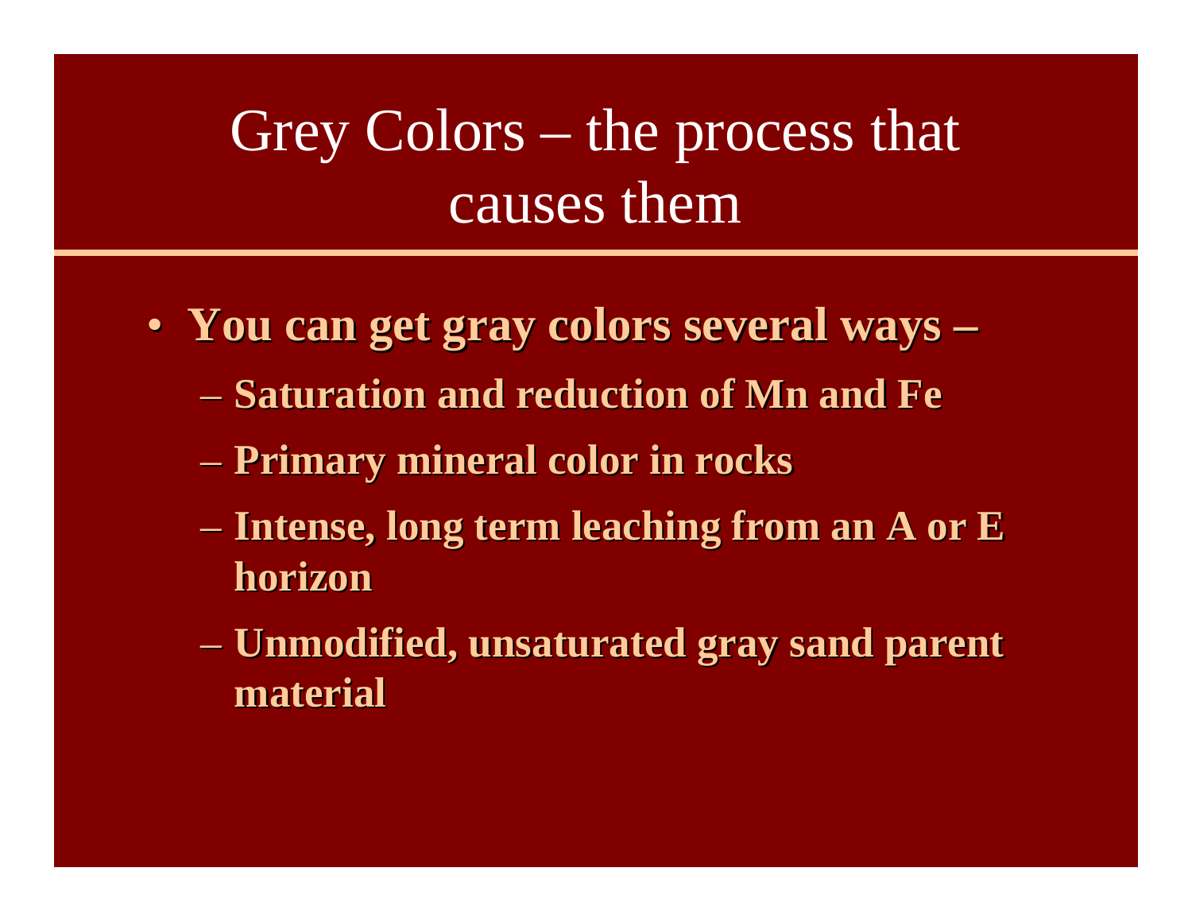# Grey Colors – the process that causes them

- **You can get gray colors several ways –**
  - **Saturation and reduction of Mn and Fe**
  - **Primary mineral color in rocks**
  - **Intense, long term leaching from an A or E horizon**
  - **Unmodified, unsaturated gray sand parent material**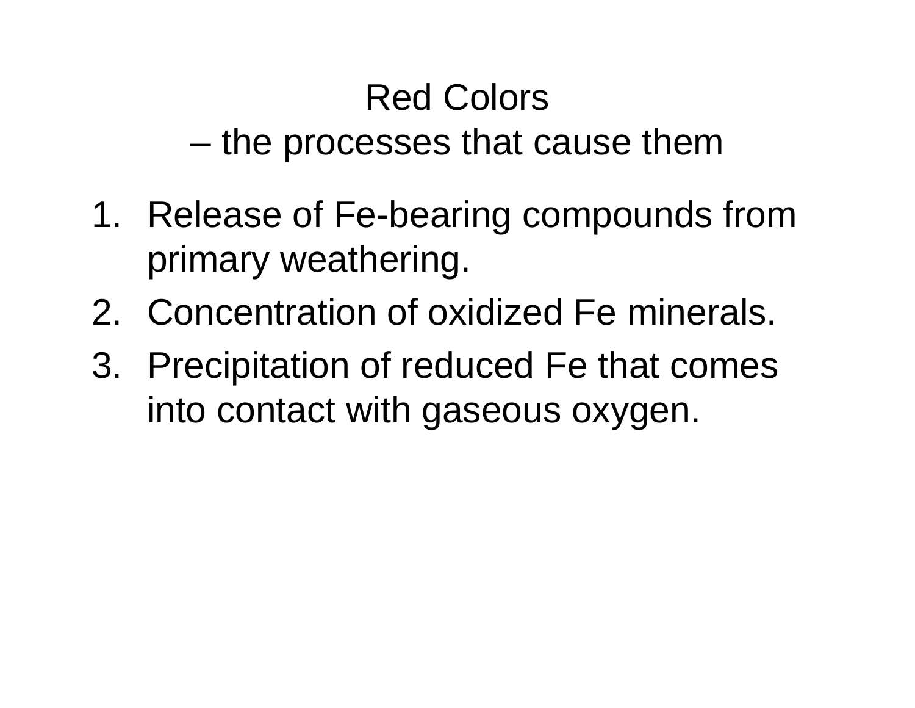# Red Colors
# – the processes that cause them

1. Release of Fe-bearing compounds from primary weathering.
2. Concentration of oxidized Fe minerals.
3. Precipitation of reduced Fe that comes into contact with gaseous oxygen.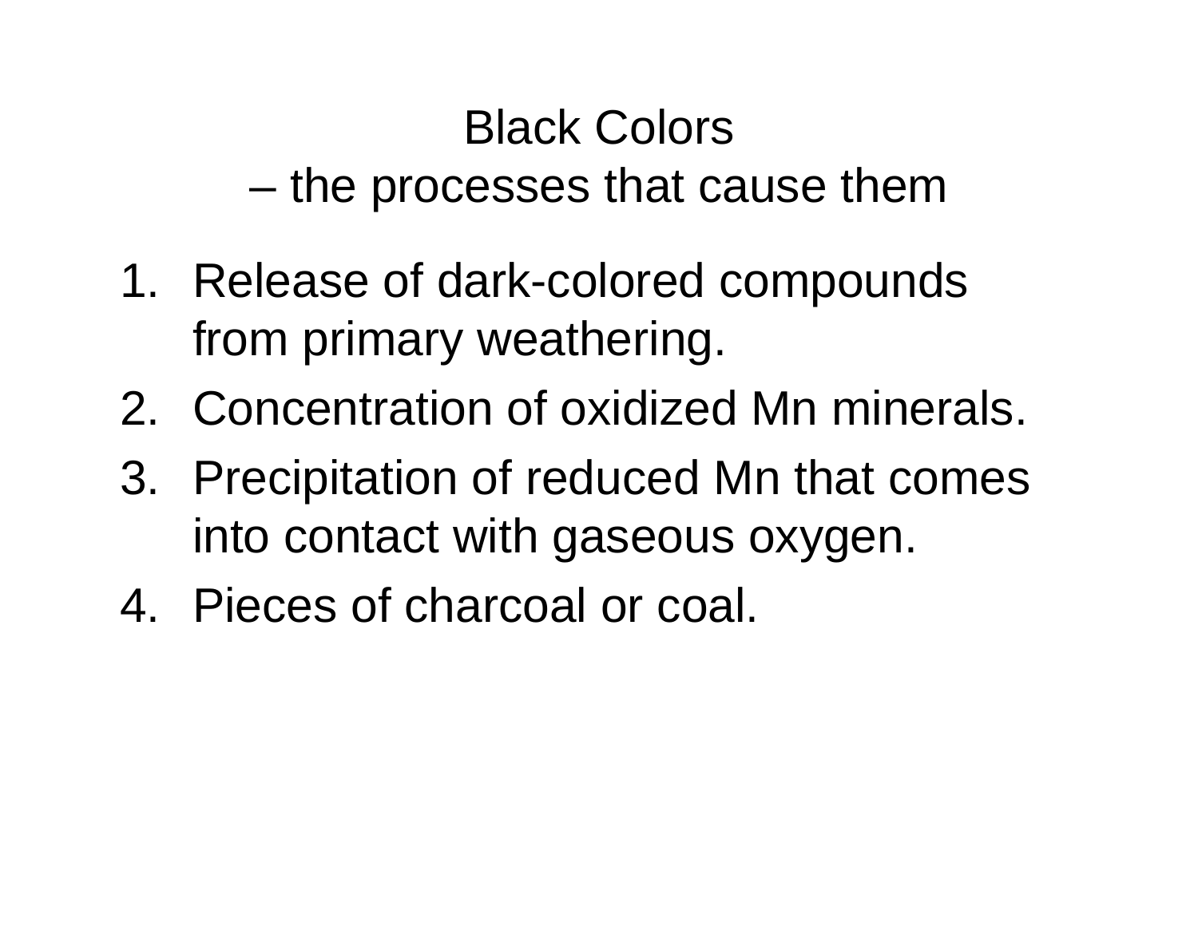# Black Colors
## – the processes that cause them

1. Release of dark-colored compounds from primary weathering.
2. Concentration of oxidized Mn minerals.
3. Precipitation of reduced Mn that comes into contact with gaseous oxygen.
4. Pieces of charcoal or coal.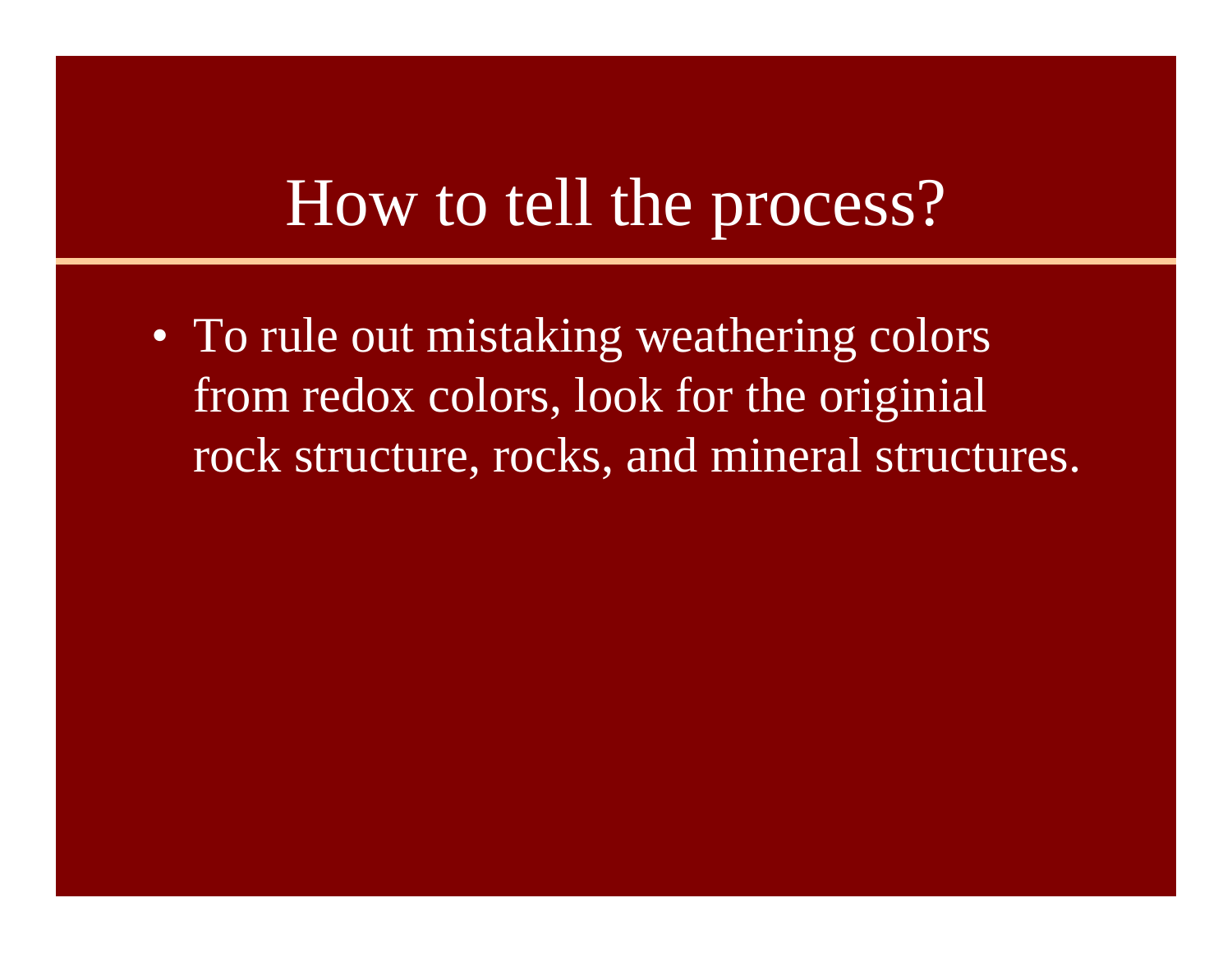# How to tell the process?

- To rule out mistaking weathering colors from redox colors, look for the originial rock structure, rocks, and mineral structures.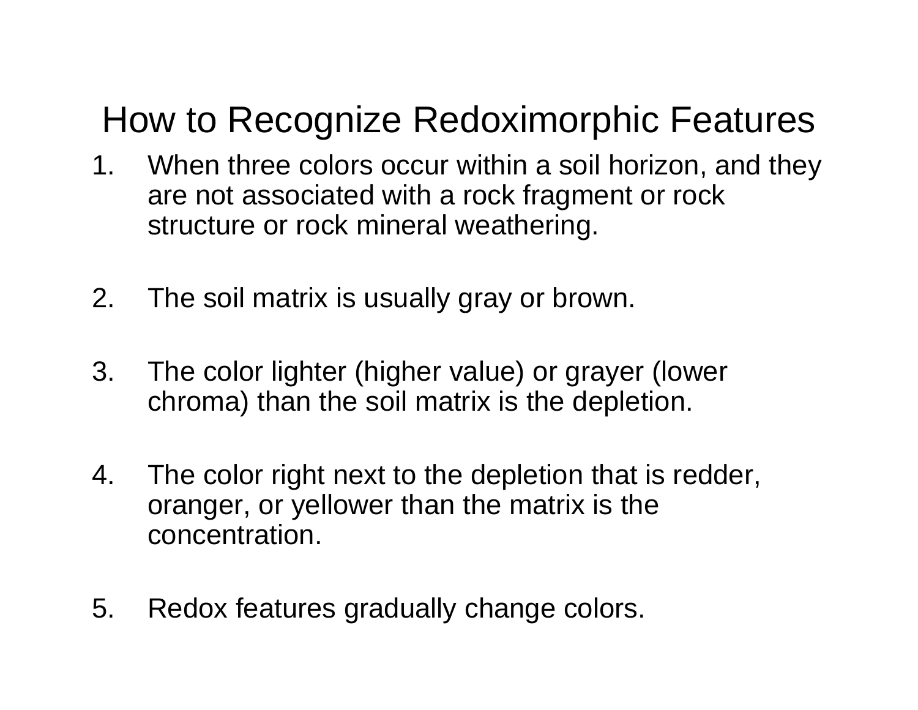# How to Recognize Redoximorphic Features

1. When three colors occur within a soil horizon, and they are not associated with a rock fragment or rock structure or rock mineral weathering.

2. The soil matrix is usually gray or brown.

3. The color lighter (higher value) or grayer (lower chroma) than the soil matrix is the depletion.

4. The color right next to the depletion that is redder, oranger, or yellower than the matrix is the concentration.

5. Redox features gradually change colors.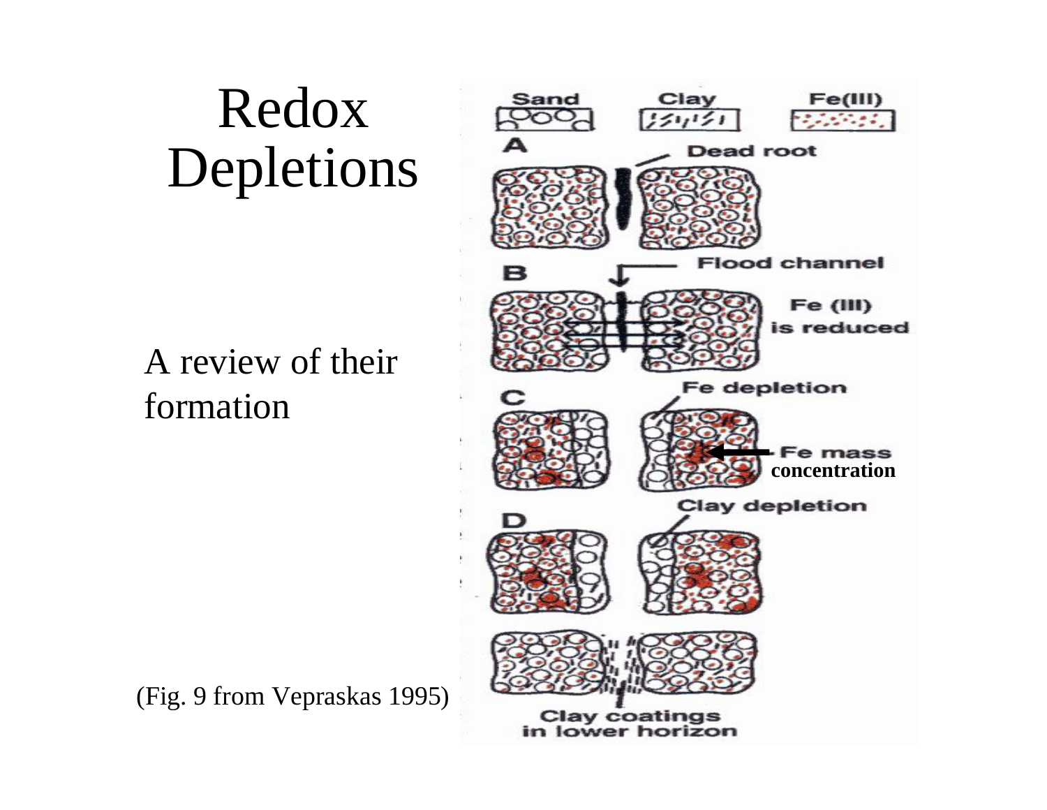# Redox Depletions

A review of their formation

(Fig. 9 from Vepraskas 1995)

Sand | Clay | Fe(III)

A — Dead root

B — Flood channel — Fe (III) is reduced

C — Fe depletion — Fe mass concentration

D — Clay depletion

Clay coatings in lower horizon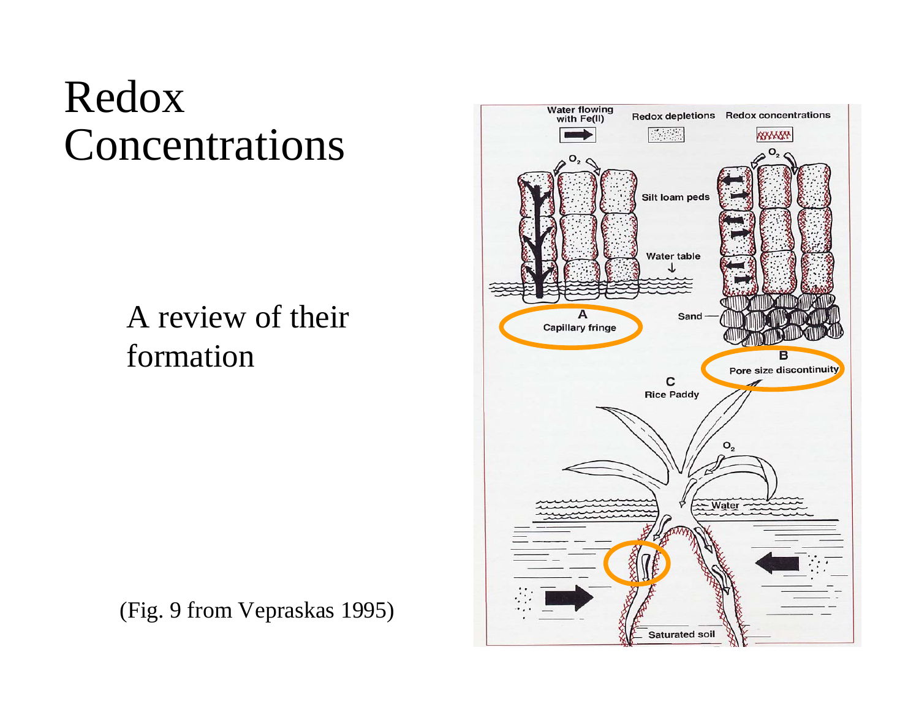# Redox Concentrations

A review of their formation

(Fig. 9 from Vepraskas 1995)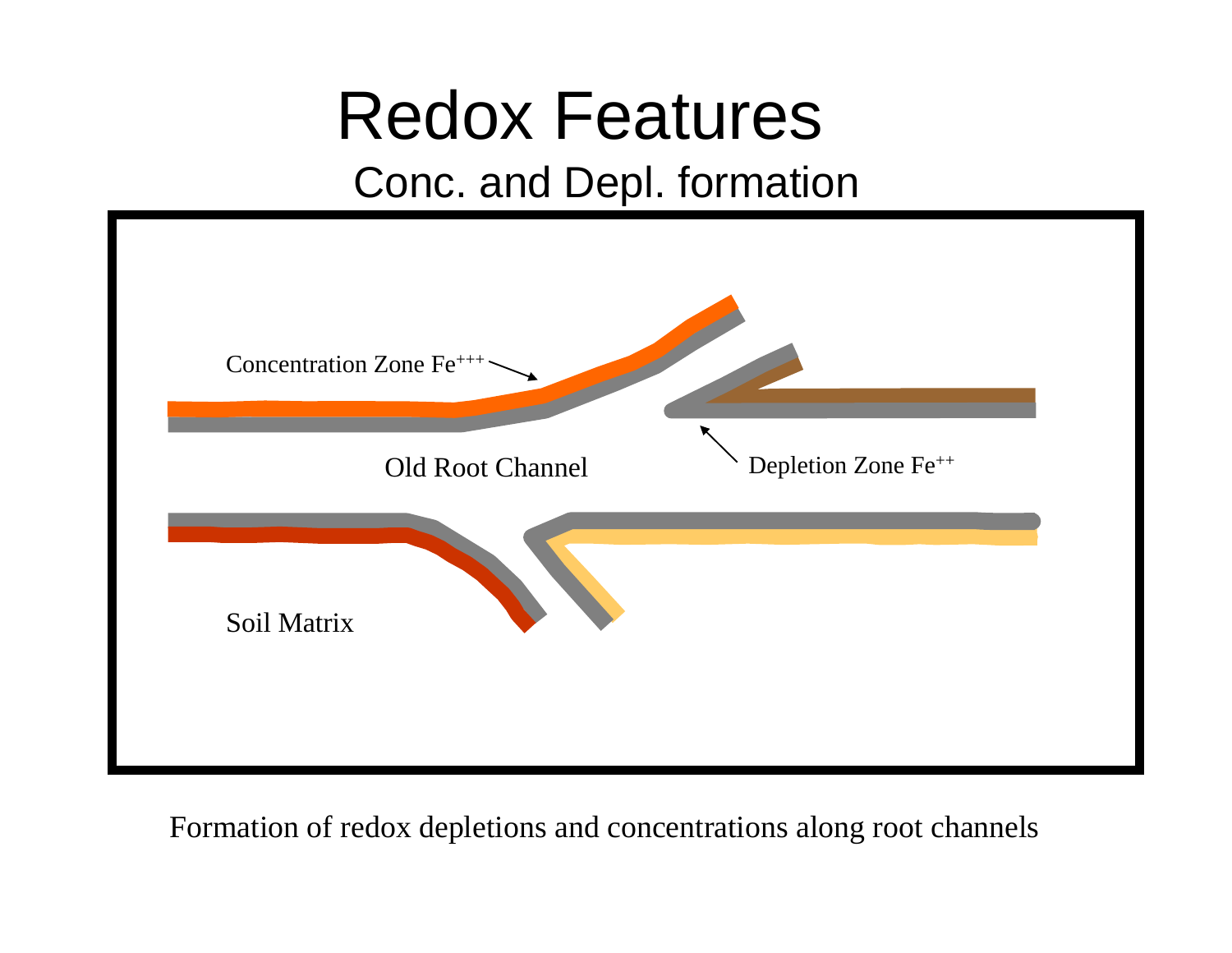# Redox Features

## Conc. and Depl. formation

Concentration Zone $Fe^{+++}$

Old Root Channel

Depletion Zone $Fe^{++}$

Soil Matrix

Formation of redox depletions and concentrations along root channels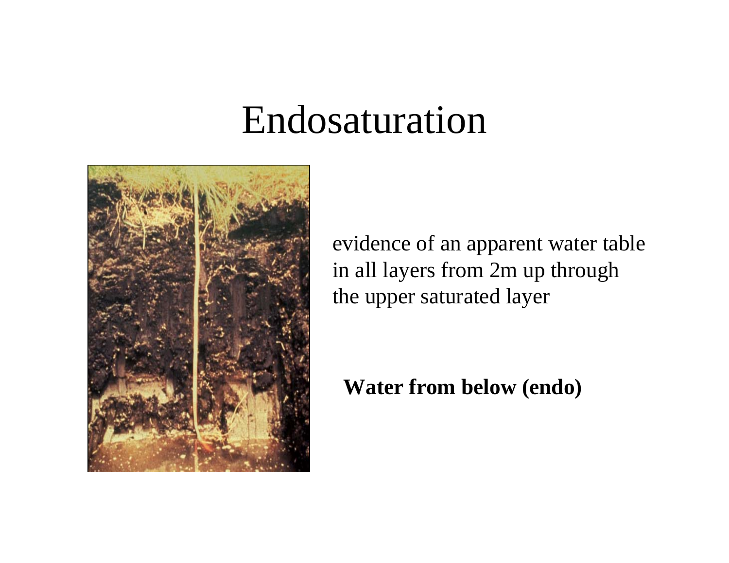# Endosaturation

evidence of an apparent water table in all layers from 2m up through the upper saturated layer

**Water from below (endo)**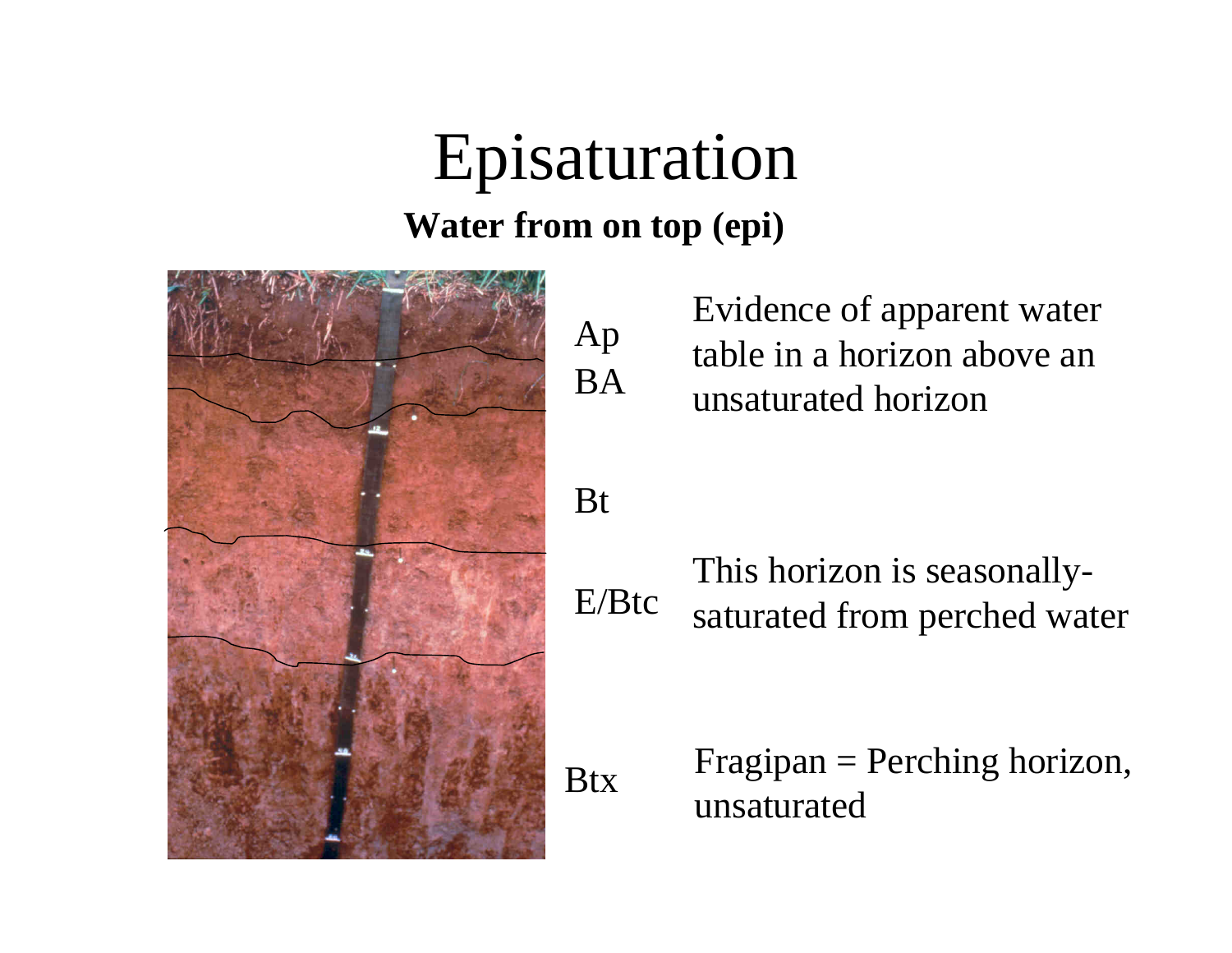# Episaturation

**Water from on top (epi)**

Ap

BA

Evidence of apparent water table in a horizon above an unsaturated horizon

Bt

E/Btc

This horizon is seasonally-saturated from perched water

Btx

Fragipan = Perching horizon, unsaturated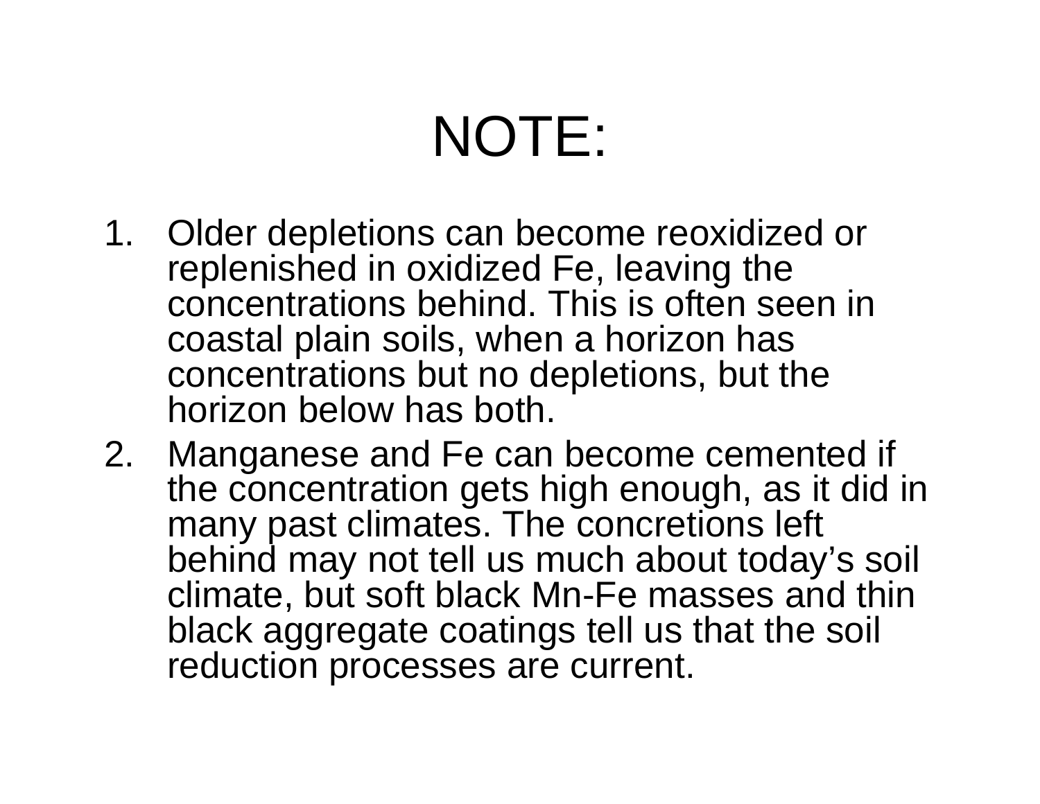# NOTE:

1. Older depletions can become reoxidized or replenished in oxidized Fe, leaving the concentrations behind. This is often seen in coastal plain soils, when a horizon has concentrations but no depletions, but the horizon below has both.
2. Manganese and Fe can become cemented if the concentration gets high enough, as it did in many past climates. The concretions left behind may not tell us much about today's soil climate, but soft black Mn-Fe masses and thin black aggregate coatings tell us that the soil reduction processes are current.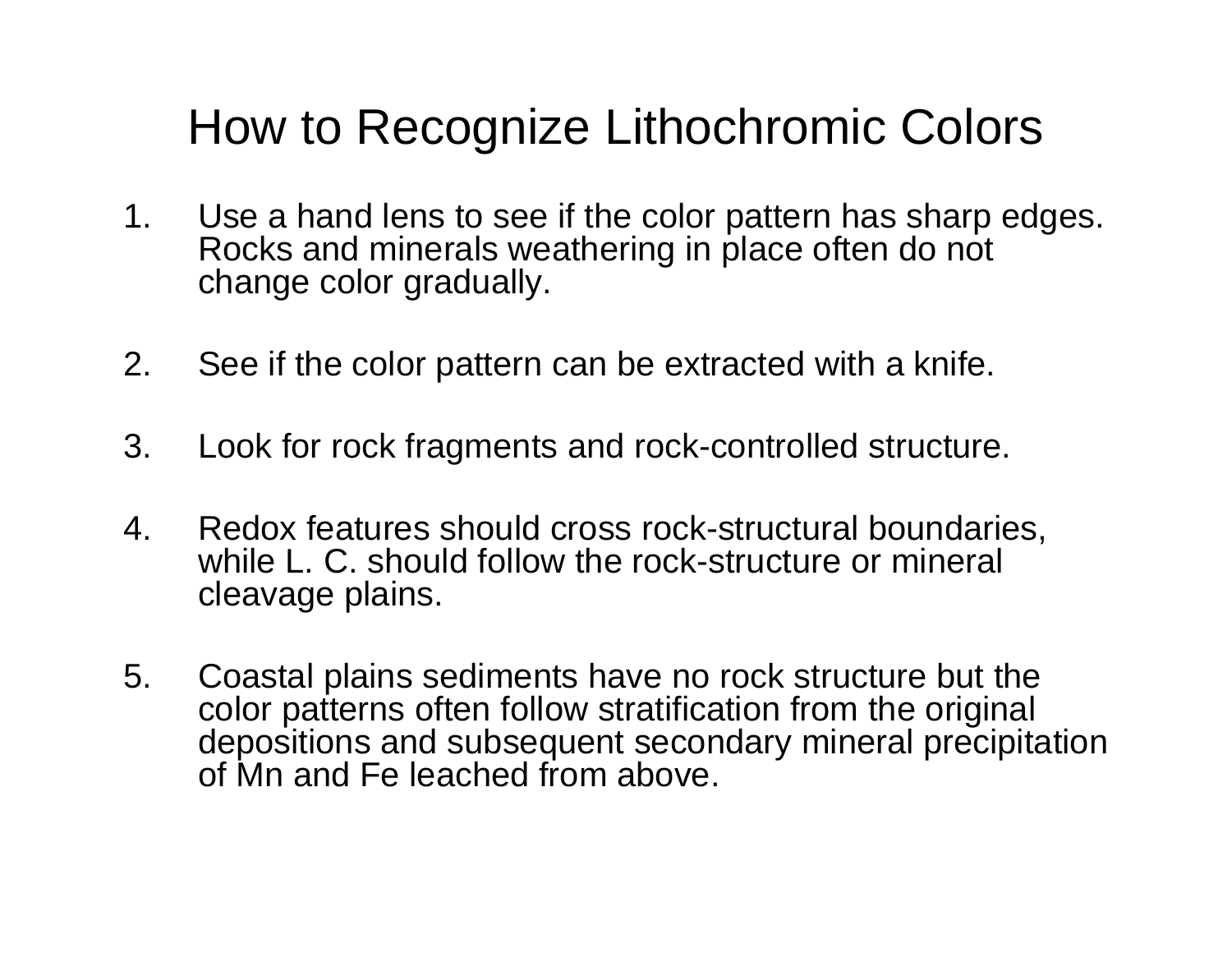# How to Recognize Lithochromic Colors

1. Use a hand lens to see if the color pattern has sharp edges. Rocks and minerals weathering in place often do not change color gradually.

2. See if the color pattern can be extracted with a knife.

3. Look for rock fragments and rock-controlled structure.

4. Redox features should cross rock-structural boundaries, while L. C. should follow the rock-structure or mineral cleavage plains.

5. Coastal plains sediments have no rock structure but the color patterns often follow stratification from the original depositions and subsequent secondary mineral precipitation of Mn and Fe leached from above.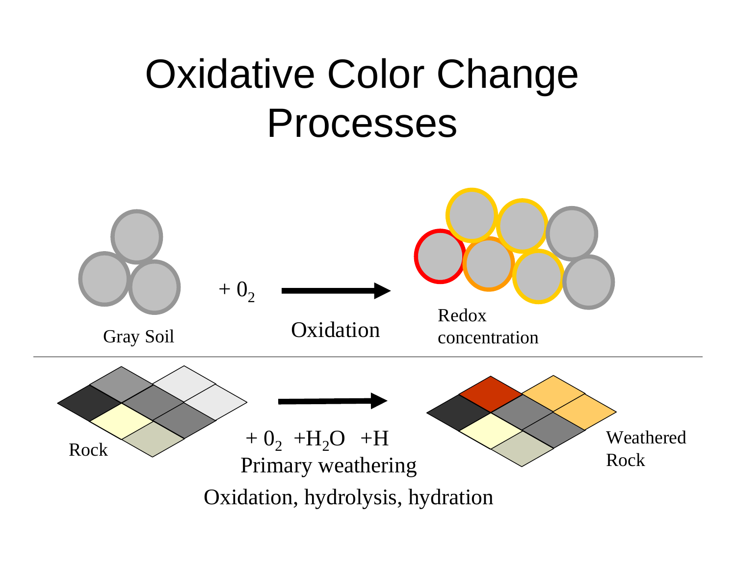# Oxidative Color Change Processes

Gray Soil

$+ 0_2$

Oxidation

Redox concentration

Rock

$+ 0_2$ $+H_2O$ $+H$

Primary weathering

Oxidation, hydrolysis, hydration

Weathered Rock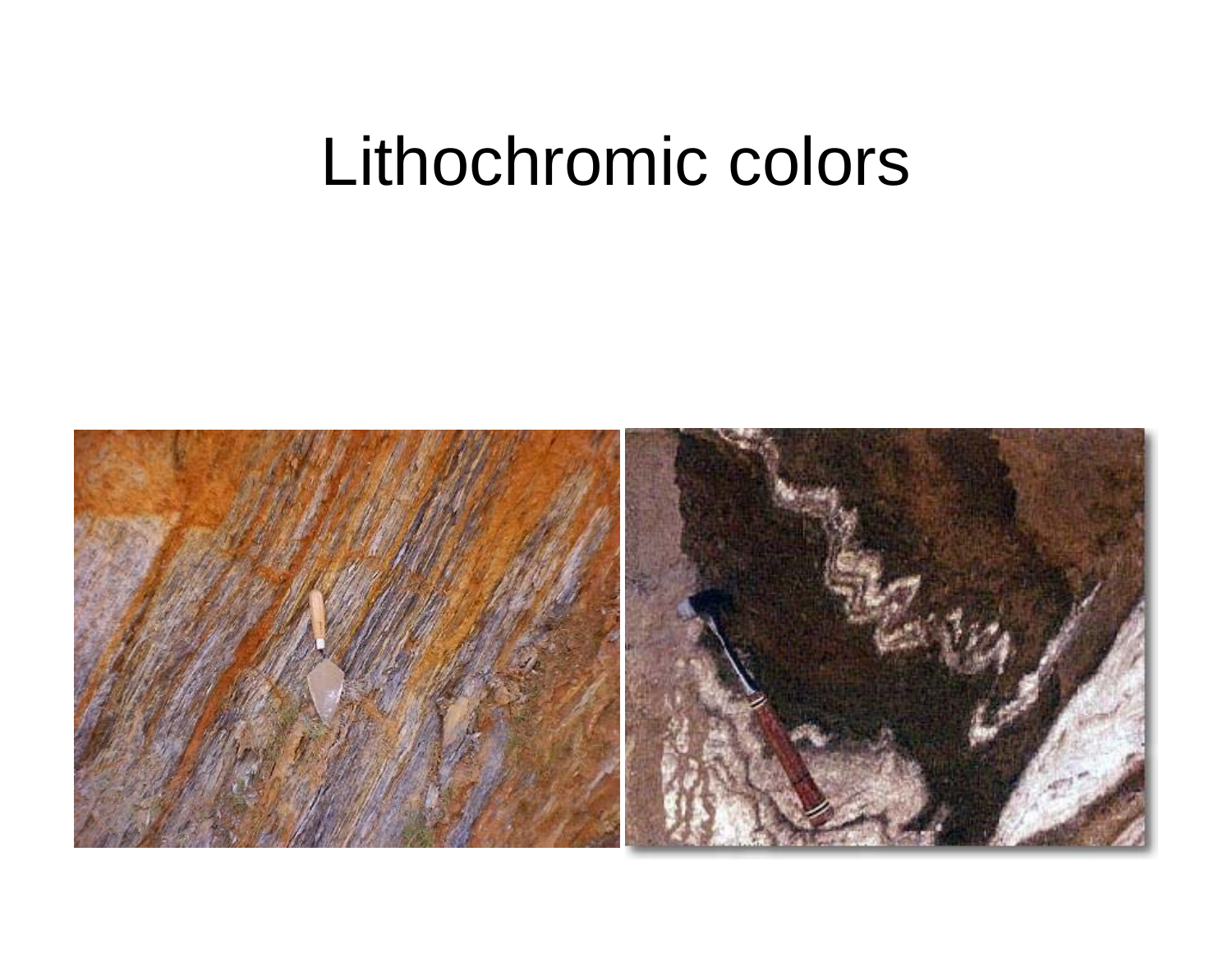# Lithochromic colors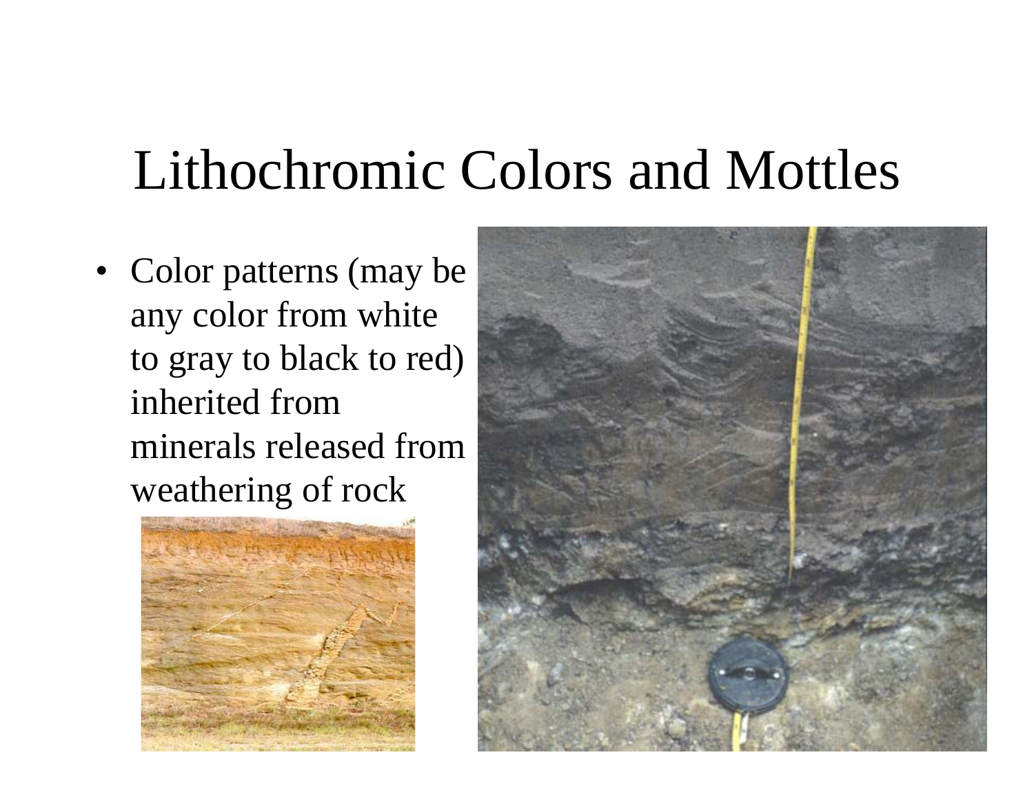# Lithochromic Colors and Mottles

- Color patterns (may be any color from white to gray to black to red) inherited from minerals released from weathering of rock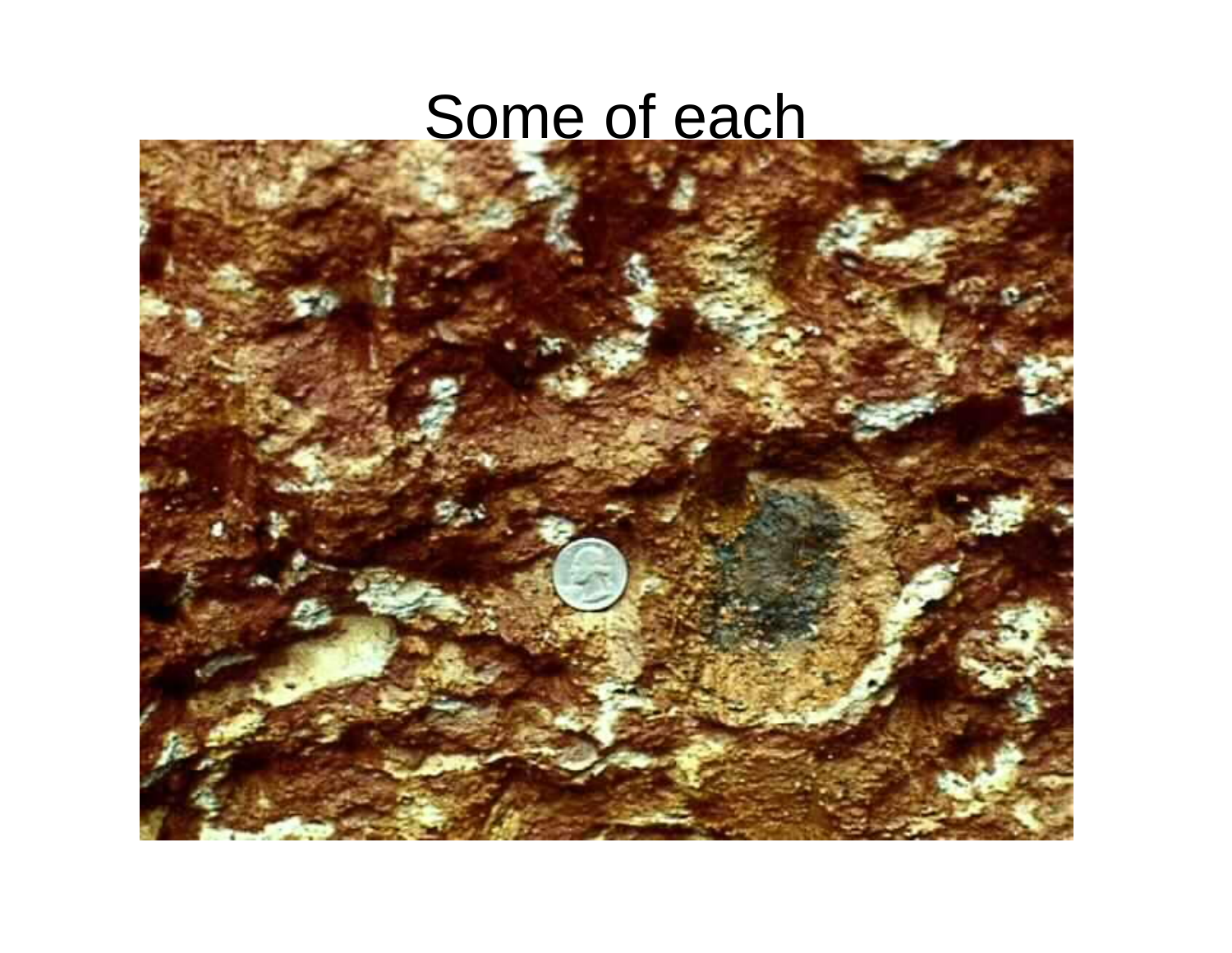# Some of each